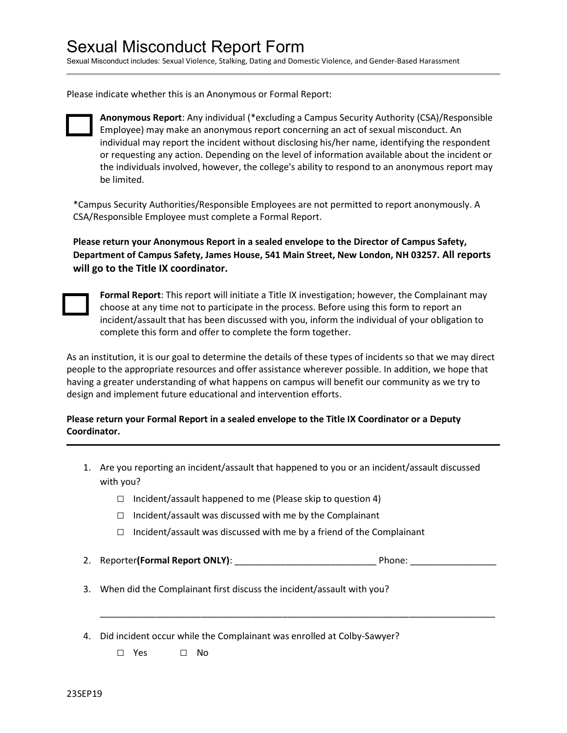# Sexual Misconduct Report Form

Sexual Misconduct includes: Sexual Violence, Stalking, Dating and Domestic Violence, and Gender-Based Harassment

Please indicate whether this is an Anonymous or Formal Report:

☐ **Anonymous Report**: Any individual (*excluding a Campus Security Authority (CSA)/Responsible Employee) may make an anonymous report concerning an act of sexual misconduct. An individual may report the incident without disclosing his/her name, identifying the respondent or requesting any action. Depending on the level of information available about the incident or the individuals involved, however, the college's ability to respond to an anonymous report may be limited.

*Campus Security Authorities/Responsible Employees are not permitted to report anonymously. A CSA/Responsible Employee must complete a Formal Report.

**Please return your Anonymous Report in a sealed envelope to the Director of Campus Safety, Department of Campus Safety, James House, 541 Main Street, New London, NH 03257. All reports will go to the Title IX coordinator.**

☐ **Formal Report**: This report will initiate a Title IX investigation; however, the Complainant may choose at any time not to participate in the process. Before using this form to report an incident/assault that has been discussed with you, inform the individual of your obligation to complete this form and offer to complete the form together.

As an institution, it is our goal to determine the details of these types of incidents so that we may direct people to the appropriate resources and offer assistance wherever possible. In addition, we hope that having a greater understanding of what happens on campus will benefit our community as we try to design and implement future educational and intervention efforts.

**Please return your Formal Report in a sealed envelope to the Title IX Coordinator or a Deputy Coordinator.**

---

1. Are you reporting an incident/assault that happened to you or an incident/assault discussed with you?
   - ☐ Incident/assault happened to me (Please skip to question 4)
   - ☐ Incident/assault was discussed with me by the Complainant
   - ☐ Incident/assault was discussed with me by a friend of the Complainant

2. Reporter **(Formal Report ONLY)**: ___________________________ Phone: _________________

3. When did the Complainant first discuss the incident/assault with you?

   ________________________________________________________________________________

4. Did incident occur while the Complainant was enrolled at Colby-Sawyer?

   ☐ Yes ☐ No

23SEP19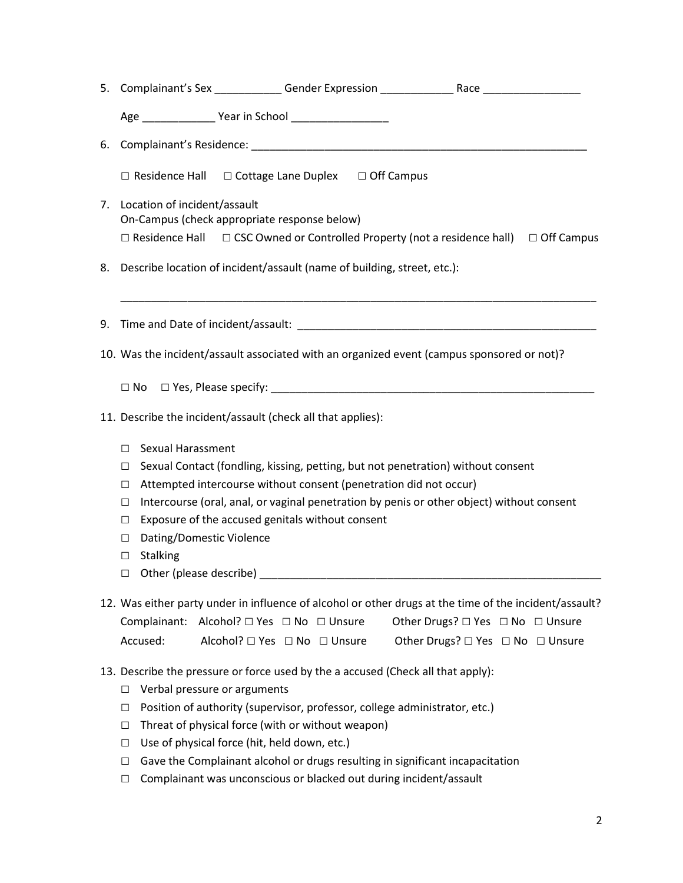5. Complainant's Sex ___________ Gender Expression ____________ Race ________________

   Age ____________ Year in School ________________

6. Complainant's Residence: _________________________________________________________

   ☐ Residence Hall ☐ Cottage Lane Duplex ☐ Off Campus

7. Location of incident/assault
   On-Campus (check appropriate response below)
   ☐ Residence Hall ☐ CSC Owned or Controlled Property (not a residence hall) ☐ Off Campus

8. Describe location of incident/assault (name of building, street, etc.):

   ________________________________________________________________________________

9. Time and Date of incident/assault: ___________________________________________________

10. Was the incident/assault associated with an organized event (campus sponsored or not)?

    ☐ No ☐ Yes, Please specify: ______________________________________________________

11. Describe the incident/assault (check all that applies):

    ☐ Sexual Harassment
    ☐ Sexual Contact (fondling, kissing, petting, but not penetration) without consent
    ☐ Attempted intercourse without consent (penetration did not occur)
    ☐ Intercourse (oral, anal, or vaginal penetration by penis or other object) without consent
    ☐ Exposure of the accused genitals without consent
    ☐ Dating/Domestic Violence
    ☐ Stalking
    ☐ Other (please describe) __________________________________________________________

12. Was either party under in influence of alcohol or other drugs at the time of the incident/assault?
    Complainant: Alcohol? ☐ Yes ☐ No ☐ Unsure Other Drugs? ☐ Yes ☐ No ☐ Unsure
    Accused: Alcohol? ☐ Yes ☐ No ☐ Unsure Other Drugs? ☐ Yes ☐ No ☐ Unsure

13. Describe the pressure or force used by the a accused (Check all that apply):
    ☐ Verbal pressure or arguments
    ☐ Position of authority (supervisor, professor, college administrator, etc.)
    ☐ Threat of physical force (with or without weapon)
    ☐ Use of physical force (hit, held down, etc.)
    ☐ Gave the Complainant alcohol or drugs resulting in significant incapacitation
    ☐ Complainant was unconscious or blacked out during incident/assault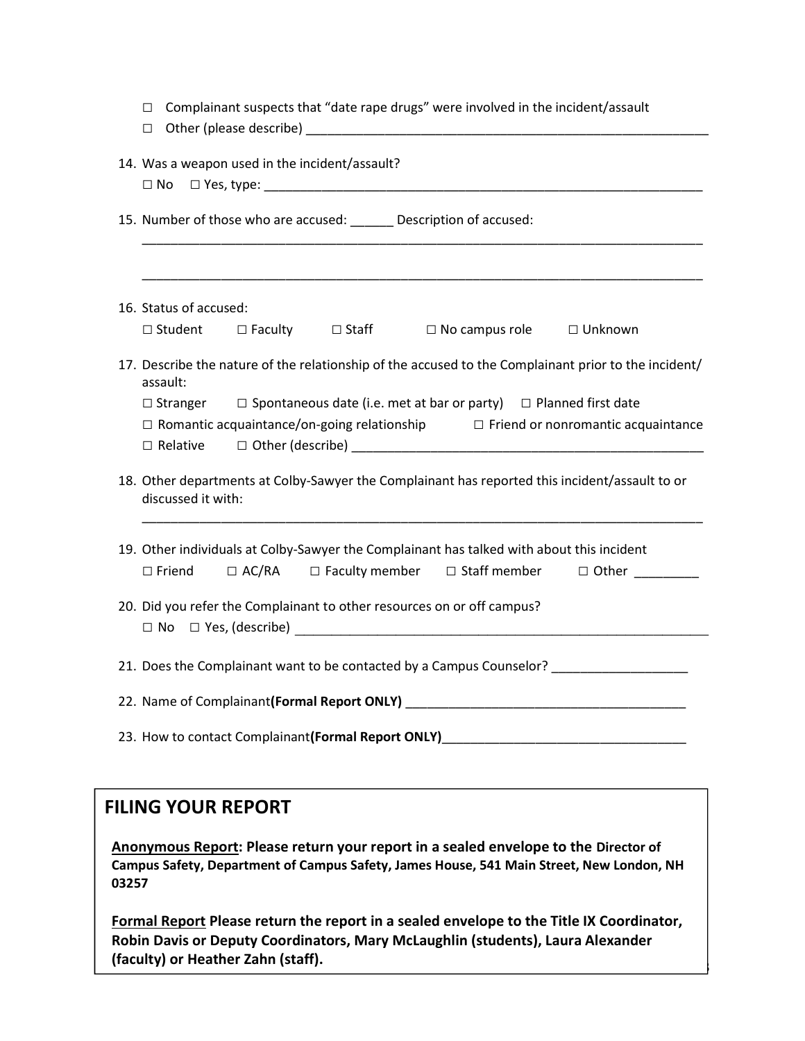☐ Complainant suspects that "date rape drugs" were involved in the incident/assault
☐ Other (please describe) ____________________________________________________________

14. Was a weapon used in the incident/assault?
    ☐ No ☐ Yes, type: ____________________________________________________________

15. Number of those who are accused: ______ Description of accused:
    ________________________________________________________________________________

    ________________________________________________________________________________

16. Status of accused:
    ☐ Student ☐ Faculty ☐ Staff ☐ No campus role ☐ Unknown

17. Describe the nature of the relationship of the accused to the Complainant prior to the incident/ assault:
    ☐ Stranger ☐ Spontaneous date (i.e. met at bar or party) ☐ Planned first date
    ☐ Romantic acquaintance/on-going relationship ☐ Friend or nonromantic acquaintance
    ☐ Relative ☐ Other (describe) ________________________________________________

18. Other departments at Colby-Sawyer the Complainant has reported this incident/assault to or discussed it with:
    ________________________________________________________________________________

19. Other individuals at Colby-Sawyer the Complainant has talked with about this incident
    ☐ Friend ☐ AC/RA ☐ Faculty member ☐ Staff member ☐ Other _________

20. Did you refer the Complainant to other resources on or off campus?
    ☐ No ☐ Yes, (describe) ____________________________________________________________

21. Does the Complainant want to be contacted by a Campus Counselor? ___________________

22. Name of Complainant **(Formal Report ONLY)** ________________________________________

23. How to contact Complainant **(Formal Report ONLY)** __________________________________

## FILING YOUR REPORT

**<u>Anonymous Report</u>: Please return your report in a sealed envelope to the Director of Campus Safety, Department of Campus Safety, James House, 541 Main Street, New London, NH 03257**

**<u>Formal Report</u> Please return the report in a sealed envelope to the Title IX Coordinator, Robin Davis or Deputy Coordinators, Mary McLaughlin (students), Laura Alexander (faculty) or Heather Zahn (staff).**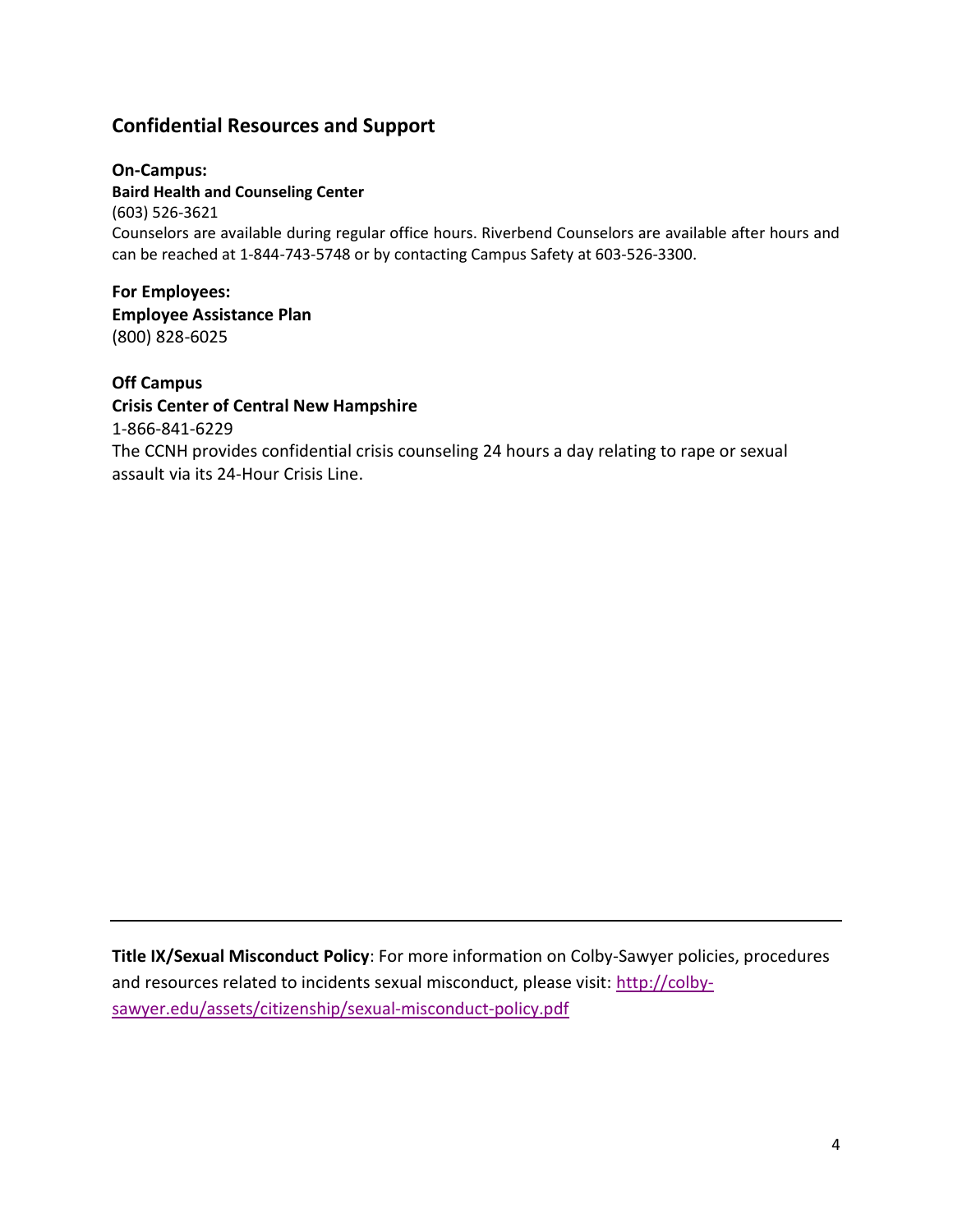## Confidential Resources and Support

**On-Campus:**

**Baird Health and Counseling Center**

(603) 526-3621

Counselors are available during regular office hours. Riverbend Counselors are available after hours and can be reached at 1-844-743-5748 or by contacting Campus Safety at 603-526-3300.

**For Employees:**

**Employee Assistance Plan**

(800) 828-6025

**Off Campus**

**Crisis Center of Central New Hampshire**

1-866-841-6229

The CCNH provides confidential crisis counseling 24 hours a day relating to rape or sexual assault via its 24-Hour Crisis Line.

---

**Title IX/Sexual Misconduct Policy**: For more information on Colby-Sawyer policies, procedures and resources related to incidents sexual misconduct, please visit: [http://colby-sawyer.edu/assets/citizenship/sexual-misconduct-policy.pdf](http://colby-sawyer.edu/assets/citizenship/sexual-misconduct-policy.pdf)